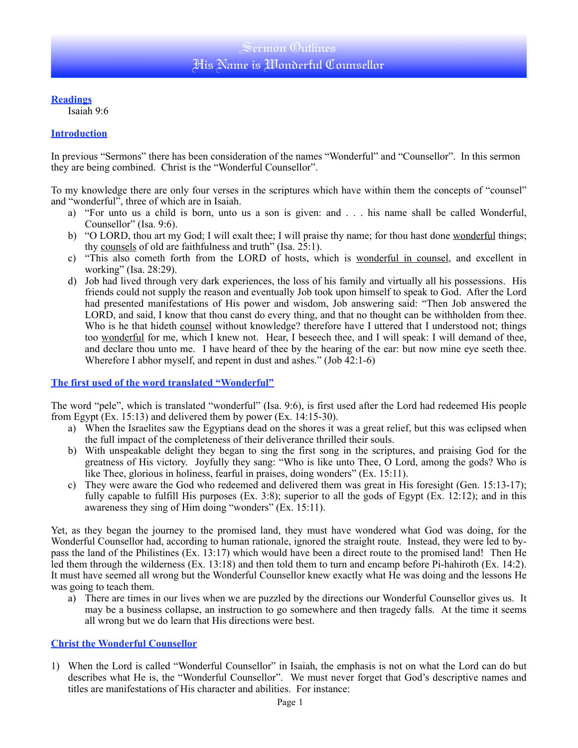# Sermon Outlines
# His Name is Wonderful Counsellor

## Readings

Isaiah 9:6

## Introduction

In previous "Sermons" there has been consideration of the names "Wonderful" and "Counsellor". In this sermon they are being combined. Christ is the "Wonderful Counsellor".

To my knowledge there are only four verses in the scriptures which have within them the concepts of "counsel" and "wonderful", three of which are in Isaiah.

a) "For unto us a child is born, unto us a son is given: and . . . his name shall be called Wonderful, Counsellor" (Isa. 9:6).
b) "O LORD, thou art my God; I will exalt thee; I will praise thy name; for thou hast done wonderful things; thy counsels of old are faithfulness and truth" (Isa. 25:1).
c) "This also cometh forth from the LORD of hosts, which is wonderful in counsel, and excellent in working" (Isa. 28:29).
d) Job had lived through very dark experiences, the loss of his family and virtually all his possessions. His friends could not supply the reason and eventually Job took upon himself to speak to God. After the Lord had presented manifestations of His power and wisdom, Job answering said: "Then Job answered the LORD, and said, I know that thou canst do every thing, and that no thought can be withholden from thee. Who is he that hideth counsel without knowledge? therefore have I uttered that I understood not; things too wonderful for me, which I knew not. Hear, I beseech thee, and I will speak: I will demand of thee, and declare thou unto me. I have heard of thee by the hearing of the ear: but now mine eye seeth thee. Wherefore I abhor myself, and repent in dust and ashes." (Job 42:1-6)

## The first used of the word translated "Wonderful"

The word "pele", which is translated "wonderful" (Isa. 9:6), is first used after the Lord had redeemed His people from Egypt (Ex. 15:13) and delivered them by power (Ex. 14:15-30).

a) When the Israelites saw the Egyptians dead on the shores it was a great relief, but this was eclipsed when the full impact of the completeness of their deliverance thrilled their souls.
b) With unspeakable delight they began to sing the first song in the scriptures, and praising God for the greatness of His victory. Joyfully they sang: "Who is like unto Thee, O Lord, among the gods? Who is like Thee, glorious in holiness, fearful in praises, doing wonders" (Ex. 15:11).
c) They were aware the God who redeemed and delivered them was great in His foresight (Gen. 15:13-17); fully capable to fulfill His purposes (Ex. 3:8); superior to all the gods of Egypt (Ex. 12:12); and in this awareness they sing of Him doing "wonders" (Ex. 15:11).

Yet, as they began the journey to the promised land, they must have wondered what God was doing, for the Wonderful Counsellor had, according to human rationale, ignored the straight route. Instead, they were led to by-pass the land of the Philistines (Ex. 13:17) which would have been a direct route to the promised land! Then He led them through the wilderness (Ex. 13:18) and then told them to turn and encamp before Pi-hahiroth (Ex. 14:2). It must have seemed all wrong but the Wonderful Counsellor knew exactly what He was doing and the lessons He was going to teach them.

a) There are times in our lives when we are puzzled by the directions our Wonderful Counsellor gives us. It may be a business collapse, an instruction to go somewhere and then tragedy falls. At the time it seems all wrong but we do learn that His directions were best.

## Christ the Wonderful Counsellor

1) When the Lord is called "Wonderful Counsellor" in Isaiah, the emphasis is not on what the Lord can do but describes what He is, the "Wonderful Counsellor". We must never forget that God's descriptive names and titles are manifestations of His character and abilities. For instance: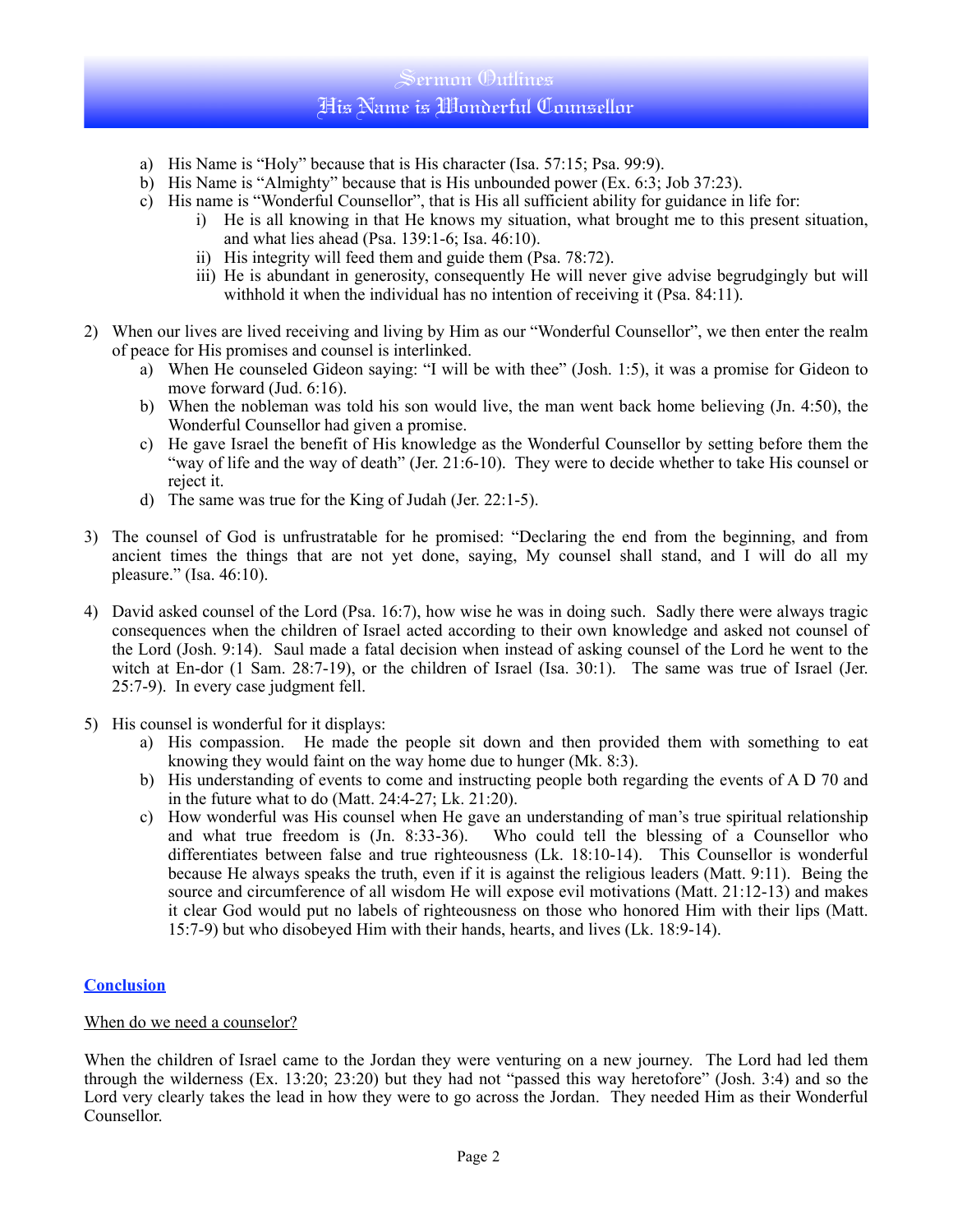a) His Name is "Holy" because that is His character (Isa. 57:15; Psa. 99:9).
b) His Name is "Almighty" because that is His unbounded power (Ex. 6:3; Job 37:23).
c) His name is "Wonderful Counsellor", that is His all sufficient ability for guidance in life for:
    i) He is all knowing in that He knows my situation, what brought me to this present situation, and what lies ahead (Psa. 139:1-6; Isa. 46:10).
    ii) His integrity will feed them and guide them (Psa. 78:72).
    iii) He is abundant in generosity, consequently He will never give advise begrudgingly but will withhold it when the individual has no intention of receiving it (Psa. 84:11).

2) When our lives are lived receiving and living by Him as our "Wonderful Counsellor", we then enter the realm of peace for His promises and counsel is interlinked.
    a) When He counseled Gideon saying: "I will be with thee" (Josh. 1:5), it was a promise for Gideon to move forward (Jud. 6:16).
    b) When the nobleman was told his son would live, the man went back home believing (Jn. 4:50), the Wonderful Counsellor had given a promise.
    c) He gave Israel the benefit of His knowledge as the Wonderful Counsellor by setting before them the "way of life and the way of death" (Jer. 21:6-10). They were to decide whether to take His counsel or reject it.
    d) The same was true for the King of Judah (Jer. 22:1-5).

3) The counsel of God is unfrustratable for he promised: "Declaring the end from the beginning, and from ancient times the things that are not yet done, saying, My counsel shall stand, and I will do all my pleasure." (Isa. 46:10).

4) David asked counsel of the Lord (Psa. 16:7), how wise he was in doing such. Sadly there were always tragic consequences when the children of Israel acted according to their own knowledge and asked not counsel of the Lord (Josh. 9:14). Saul made a fatal decision when instead of asking counsel of the Lord he went to the witch at En-dor (1 Sam. 28:7-19), or the children of Israel (Isa. 30:1). The same was true of Israel (Jer. 25:7-9). In every case judgment fell.

5) His counsel is wonderful for it displays:
    a) His compassion. He made the people sit down and then provided them with something to eat knowing they would faint on the way home due to hunger (Mk. 8:3).
    b) His understanding of events to come and instructing people both regarding the events of A D 70 and in the future what to do (Matt. 24:4-27; Lk. 21:20).
    c) How wonderful was His counsel when He gave an understanding of man's true spiritual relationship and what true freedom is (Jn. 8:33-36). Who could tell the blessing of a Counsellor who differentiates between false and true righteousness (Lk. 18:10-14). This Counsellor is wonderful because He always speaks the truth, even if it is against the religious leaders (Matt. 9:11). Being the source and circumference of all wisdom He will expose evil motivations (Matt. 21:12-13) and makes it clear God would put no labels of righteousness on those who honored Him with their lips (Matt. 15:7-9) but who disobeyed Him with their hands, hearts, and lives (Lk. 18:9-14).

## Conclusion

When do we need a counselor?

When the children of Israel came to the Jordan they were venturing on a new journey. The Lord had led them through the wilderness (Ex. 13:20; 23:20) but they had not "passed this way heretofore" (Josh. 3:4) and so the Lord very clearly takes the lead in how they were to go across the Jordan. They needed Him as their Wonderful Counsellor.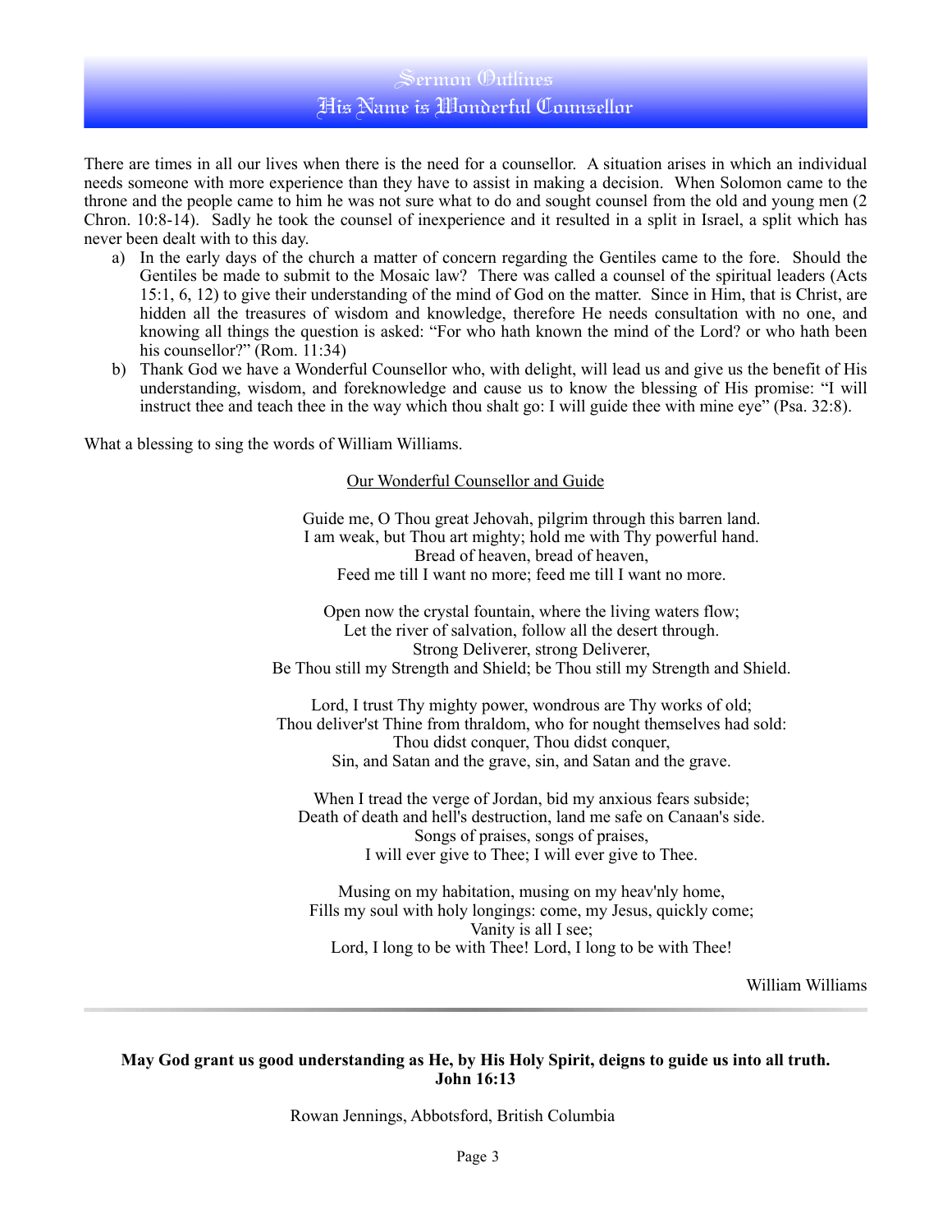## Sermon Outlines
## His Name is Wonderful Counsellor

There are times in all our lives when there is the need for a counsellor. A situation arises in which an individual needs someone with more experience than they have to assist in making a decision. When Solomon came to the throne and the people came to him he was not sure what to do and sought counsel from the old and young men (2 Chron. 10:8-14). Sadly he took the counsel of inexperience and it resulted in a split in Israel, a split which has never been dealt with to this day.

a) In the early days of the church a matter of concern regarding the Gentiles came to the fore. Should the Gentiles be made to submit to the Mosaic law? There was called a counsel of the spiritual leaders (Acts 15:1, 6, 12) to give their understanding of the mind of God on the matter. Since in Him, that is Christ, are hidden all the treasures of wisdom and knowledge, therefore He needs consultation with no one, and knowing all things the question is asked: "For who hath known the mind of the Lord? or who hath been his counsellor?" (Rom. 11:34)
b) Thank God we have a Wonderful Counsellor who, with delight, will lead us and give us the benefit of His understanding, wisdom, and foreknowledge and cause us to know the blessing of His promise: "I will instruct thee and teach thee in the way which thou shalt go: I will guide thee with mine eye" (Psa. 32:8).

What a blessing to sing the words of William Williams.

<u>Our Wonderful Counsellor and Guide</u>

Guide me, O Thou great Jehovah, pilgrim through this barren land.
I am weak, but Thou art mighty; hold me with Thy powerful hand.
Bread of heaven, bread of heaven,
Feed me till I want no more; feed me till I want no more.

Open now the crystal fountain, where the living waters flow;
Let the river of salvation, follow all the desert through.
Strong Deliverer, strong Deliverer,
Be Thou still my Strength and Shield; be Thou still my Strength and Shield.

Lord, I trust Thy mighty power, wondrous are Thy works of old;
Thou deliver'st Thine from thraldom, who for nought themselves had sold:
Thou didst conquer, Thou didst conquer,
Sin, and Satan and the grave, sin, and Satan and the grave.

When I tread the verge of Jordan, bid my anxious fears subside;
Death of death and hell's destruction, land me safe on Canaan's side.
Songs of praises, songs of praises,
I will ever give to Thee; I will ever give to Thee.

Musing on my habitation, musing on my heav'nly home,
Fills my soul with holy longings: come, my Jesus, quickly come;
Vanity is all I see;
Lord, I long to be with Thee! Lord, I long to be with Thee!

William Williams

---

**May God grant us good understanding as He, by His Holy Spirit, deigns to guide us into all truth. John 16:13**

Rowan Jennings, Abbotsford, British Columbia